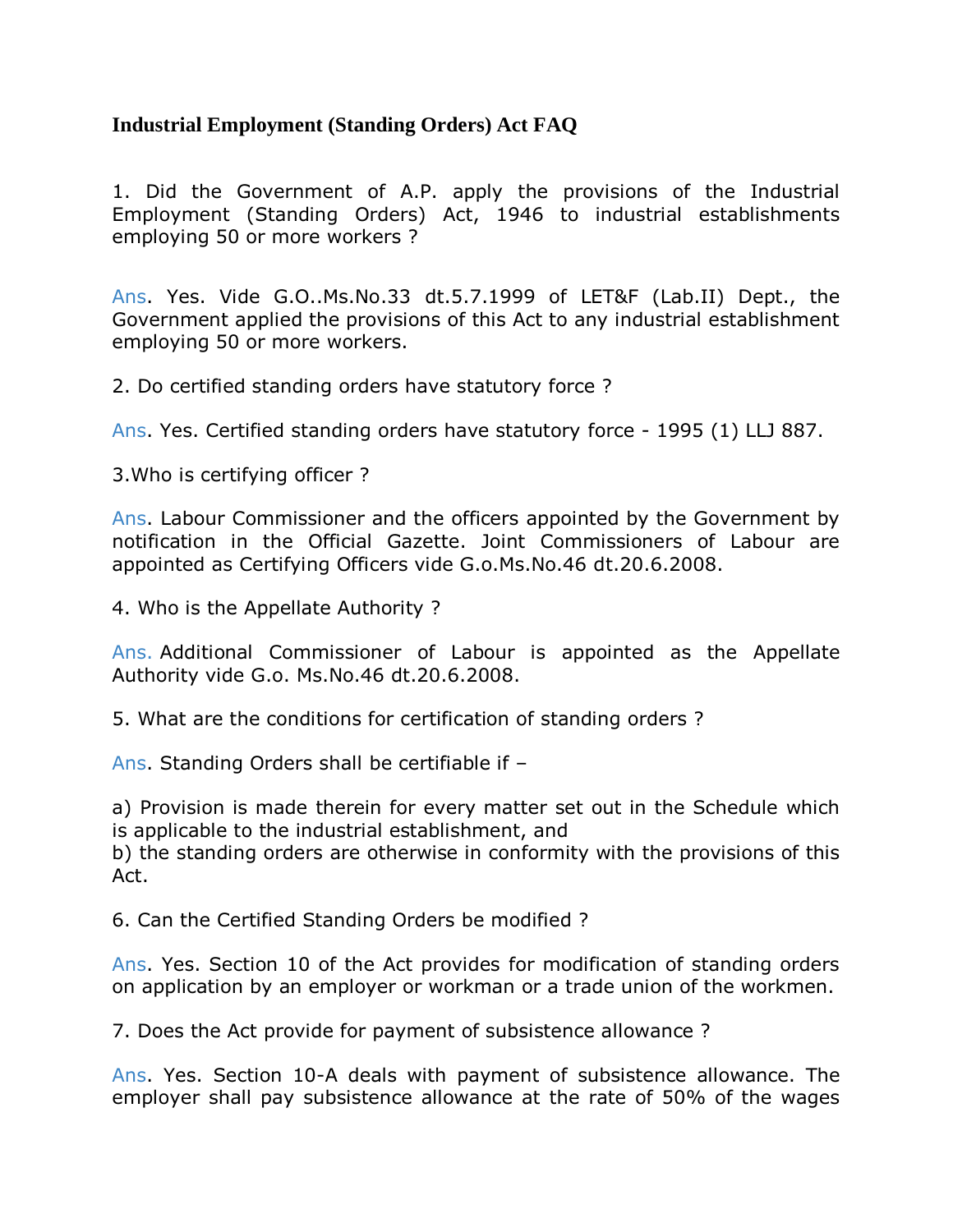# Industrial Employment (Standing Orders) Act FAQ

1. Did the Government of A.P. apply the provisions of the Industrial Employment (Standing Orders) Act, 1946 to industrial establishments employing 50 or more workers ?

Ans. Yes. Vide G.O..Ms.No.33 dt.5.7.1999 of LET&F (Lab.II) Dept., the Government applied the provisions of this Act to any industrial establishment employing 50 or more workers.

2. Do certified standing orders have statutory force ?

Ans. Yes. Certified standing orders have statutory force - 1995 (1) LLJ 887.

3.Who is certifying officer ?

Ans. Labour Commissioner and the officers appointed by the Government by notification in the Official Gazette. Joint Commissioners of Labour are appointed as Certifying Officers vide G.o.Ms.No.46 dt.20.6.2008.

4. Who is the Appellate Authority ?

Ans. Additional Commissioner of Labour is appointed as the Appellate Authority vide G.o. Ms.No.46 dt.20.6.2008.

5. What are the conditions for certification of standing orders ?

Ans. Standing Orders shall be certifiable if –

a) Provision is made therein for every matter set out in the Schedule which is applicable to the industrial establishment, and
b) the standing orders are otherwise in conformity with the provisions of this Act.

6. Can the Certified Standing Orders be modified ?

Ans. Yes. Section 10 of the Act provides for modification of standing orders on application by an employer or workman or a trade union of the workmen.

7. Does the Act provide for payment of subsistence allowance ?

Ans. Yes. Section 10-A deals with payment of subsistence allowance. The employer shall pay subsistence allowance at the rate of 50% of the wages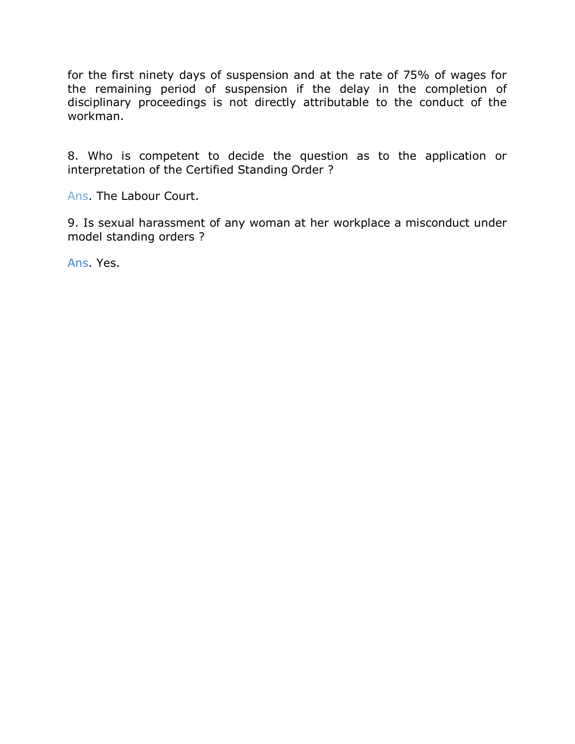for the first ninety days of suspension and at the rate of 75% of wages for the remaining period of suspension if the delay in the completion of disciplinary proceedings is not directly attributable to the conduct of the workman.

8. Who is competent to decide the question as to the application or interpretation of the Certified Standing Order ?

Ans. The Labour Court.

9. Is sexual harassment of any woman at her workplace a misconduct under model standing orders ?

Ans. Yes.